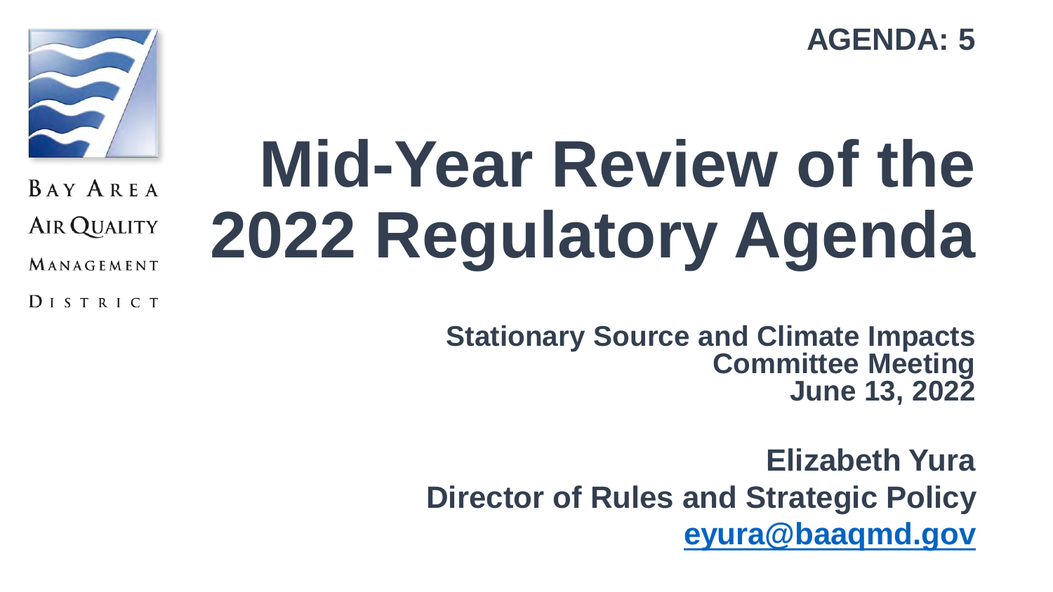BAY AREA AIR QUALITY MANAGEMENT DISTRICT

**AGENDA: 5**

# Mid-Year Review of the 2022 Regulatory Agenda

**Stationary Source and Climate Impacts Committee Meeting**
**June 13, 2022**

**Elizabeth Yura**
**Director of Rules and Strategic Policy**
**eyura@baaqmd.gov**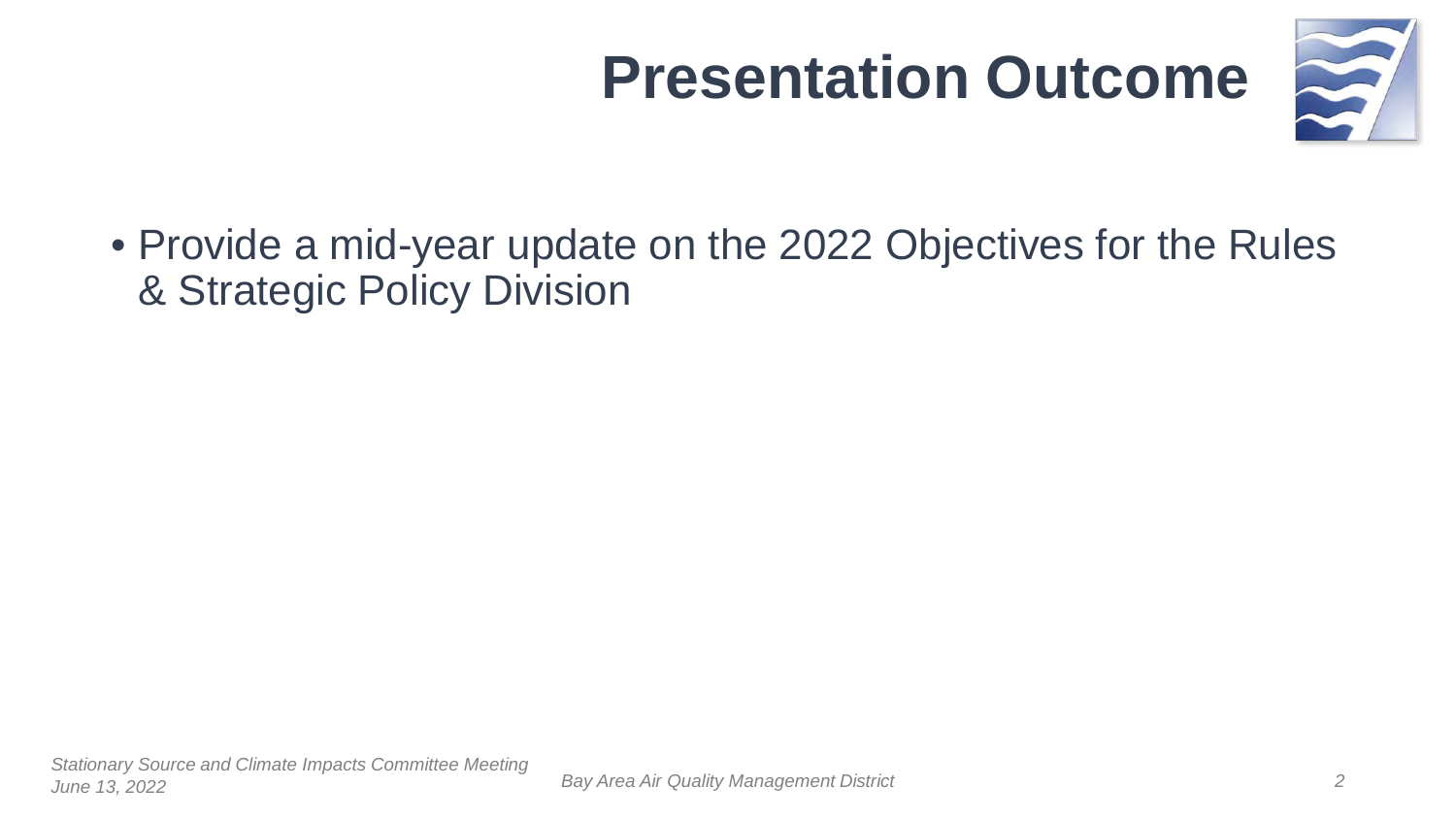# Presentation Outcome

- Provide a mid-year update on the 2022 Objectives for the Rules & Strategic Policy Division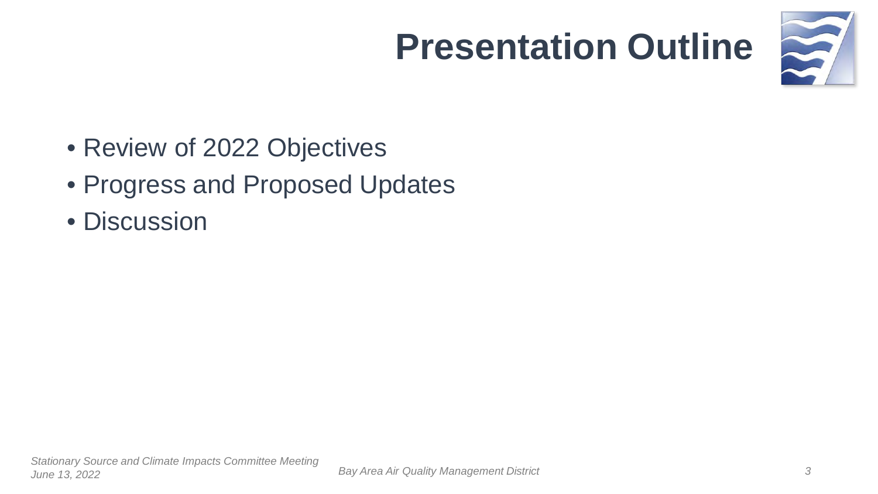# Presentation Outline

- Review of 2022 Objectives
- Progress and Proposed Updates
- Discussion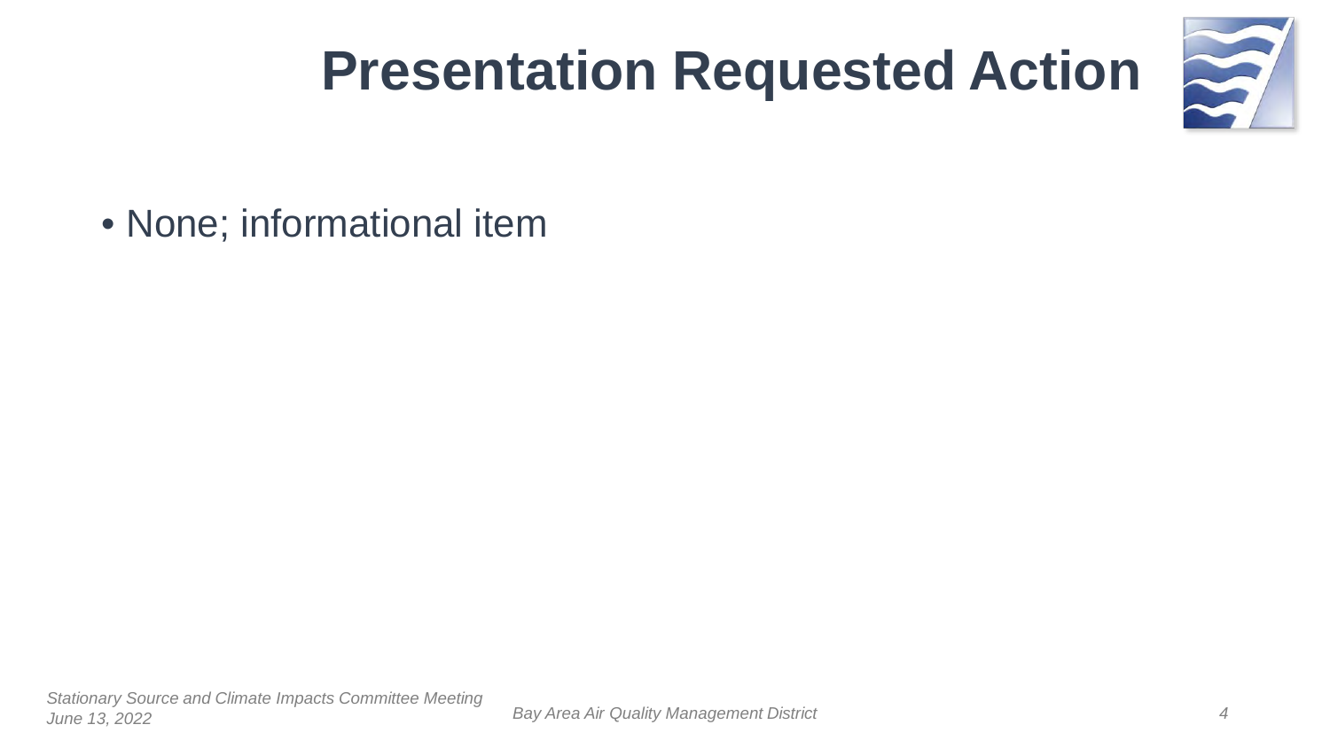# Presentation Requested Action

- None; informational item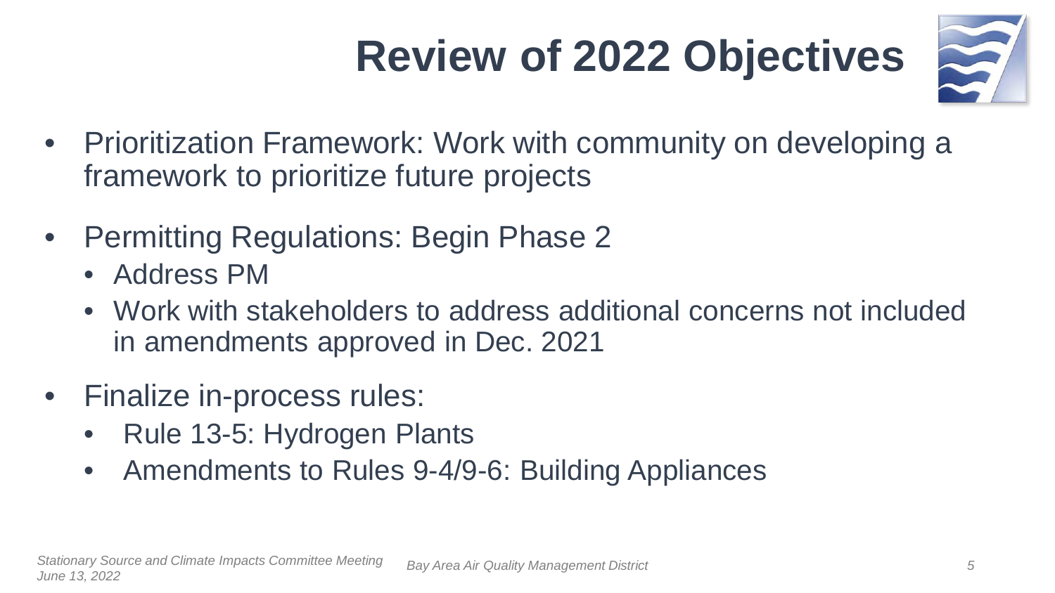# Review of 2022 Objectives

- Prioritization Framework: Work with community on developing a framework to prioritize future projects
- Permitting Regulations: Begin Phase 2
  - Address PM
  - Work with stakeholders to address additional concerns not included in amendments approved in Dec. 2021
- Finalize in-process rules:
  - Rule 13-5: Hydrogen Plants
  - Amendments to Rules 9-4/9-6: Building Appliances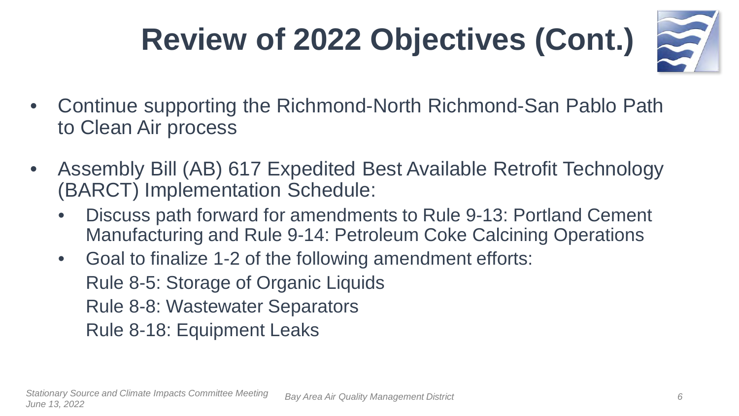# Review of 2022 Objectives (Cont.)

- Continue supporting the Richmond-North Richmond-San Pablo Path to Clean Air process
- Assembly Bill (AB) 617 Expedited Best Available Retrofit Technology (BARCT) Implementation Schedule:
  - Discuss path forward for amendments to Rule 9-13: Portland Cement Manufacturing and Rule 9-14: Petroleum Coke Calcining Operations
  - Goal to finalize 1-2 of the following amendment efforts:
    Rule 8-5: Storage of Organic Liquids
    Rule 8-8: Wastewater Separators
    Rule 8-18: Equipment Leaks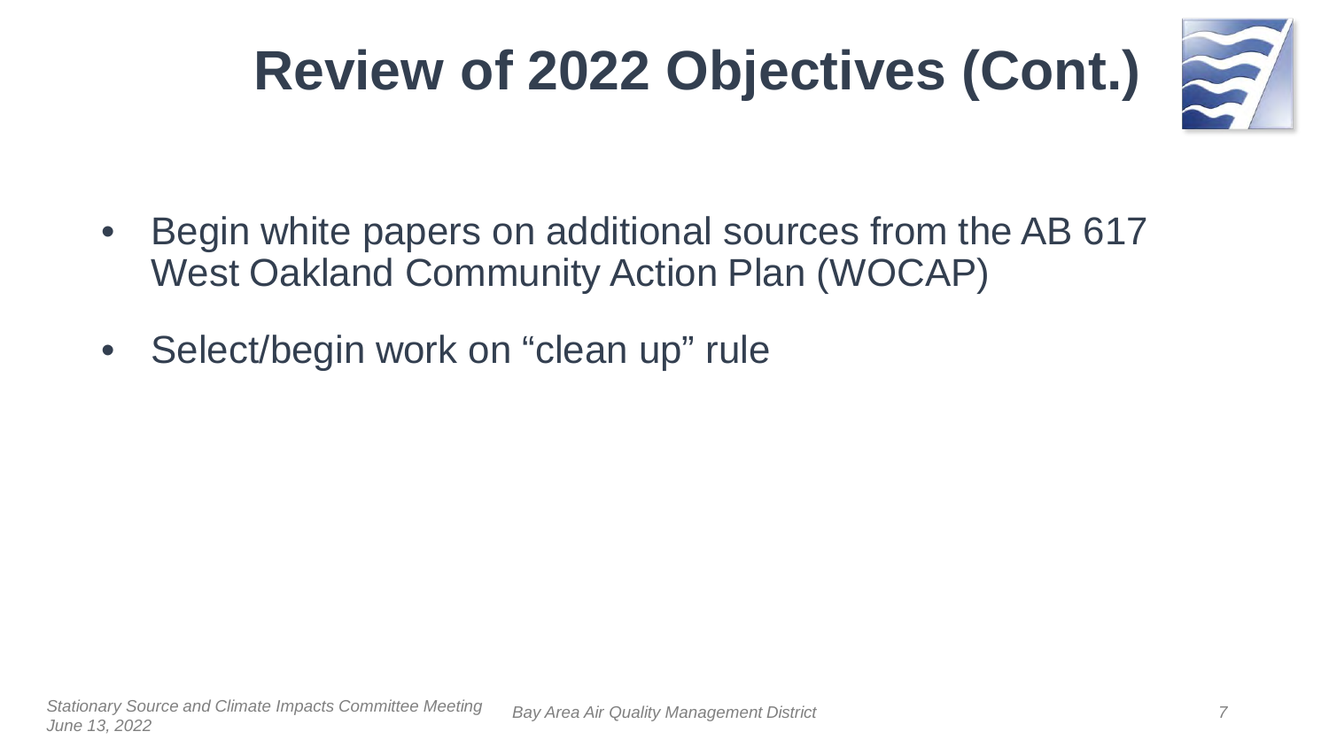# Review of 2022 Objectives (Cont.)

- Begin white papers on additional sources from the AB 617 West Oakland Community Action Plan (WOCAP)
- Select/begin work on "clean up" rule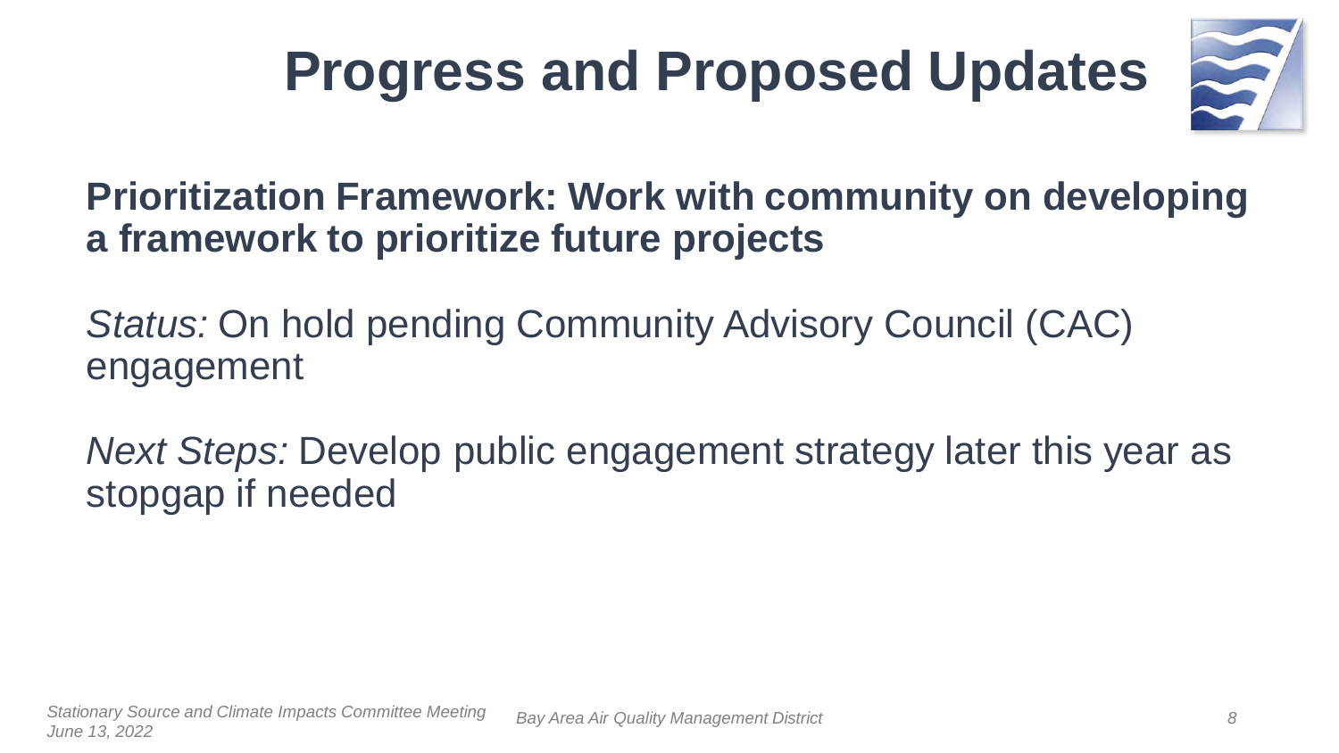# Progress and Proposed Updates

**Prioritization Framework: Work with community on developing a framework to prioritize future projects**

*Status:* On hold pending Community Advisory Council (CAC) engagement

*Next Steps:* Develop public engagement strategy later this year as stopgap if needed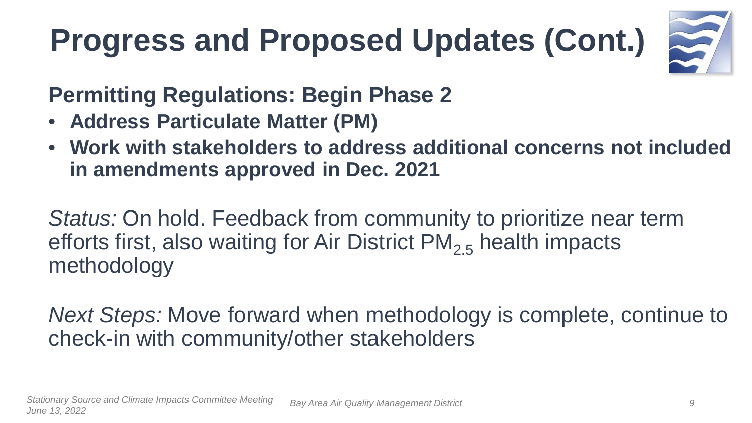# Progress and Proposed Updates (Cont.)

## Permitting Regulations: Begin Phase 2

- **Address Particulate Matter (PM)**
- **Work with stakeholders to address additional concerns not included in amendments approved in Dec. 2021**

*Status:* On hold. Feedback from community to prioritize near term efforts first, also waiting for Air District $PM_{2.5}$ health impacts methodology

*Next Steps:* Move forward when methodology is complete, continue to check-in with community/other stakeholders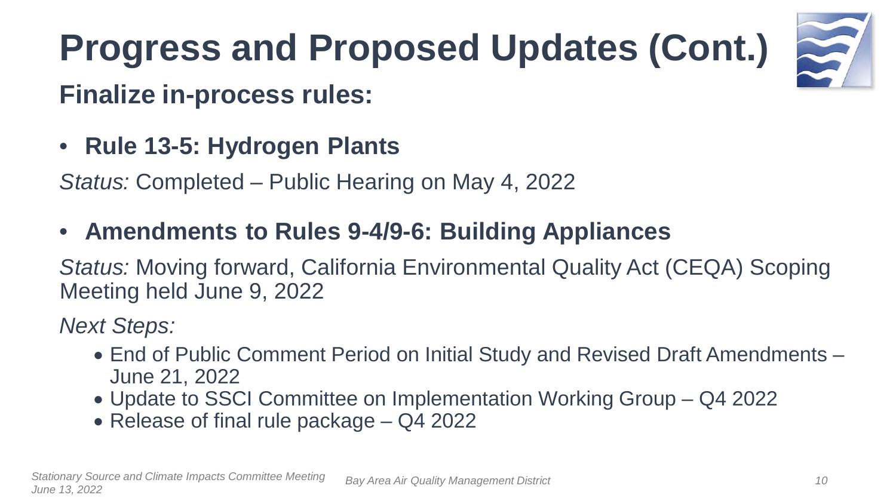# Progress and Proposed Updates (Cont.)

## Finalize in-process rules:

- **Rule 13-5: Hydrogen Plants**

*Status:* Completed – Public Hearing on May 4, 2022

- **Amendments to Rules 9-4/9-6: Building Appliances**

*Status:* Moving forward, California Environmental Quality Act (CEQA) Scoping Meeting held June 9, 2022

*Next Steps:*

- End of Public Comment Period on Initial Study and Revised Draft Amendments – June 21, 2022
- Update to SSCI Committee on Implementation Working Group – Q4 2022
- Release of final rule package – Q4 2022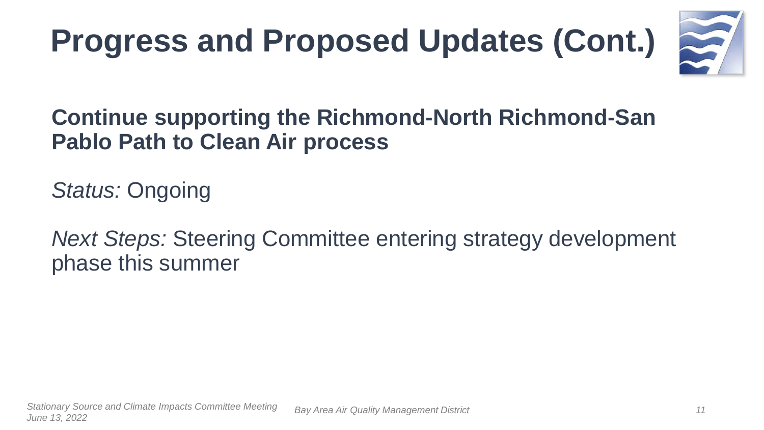# Progress and Proposed Updates (Cont.)

**Continue supporting the Richmond-North Richmond-San Pablo Path to Clean Air process**

*Status:* Ongoing

*Next Steps:* Steering Committee entering strategy development phase this summer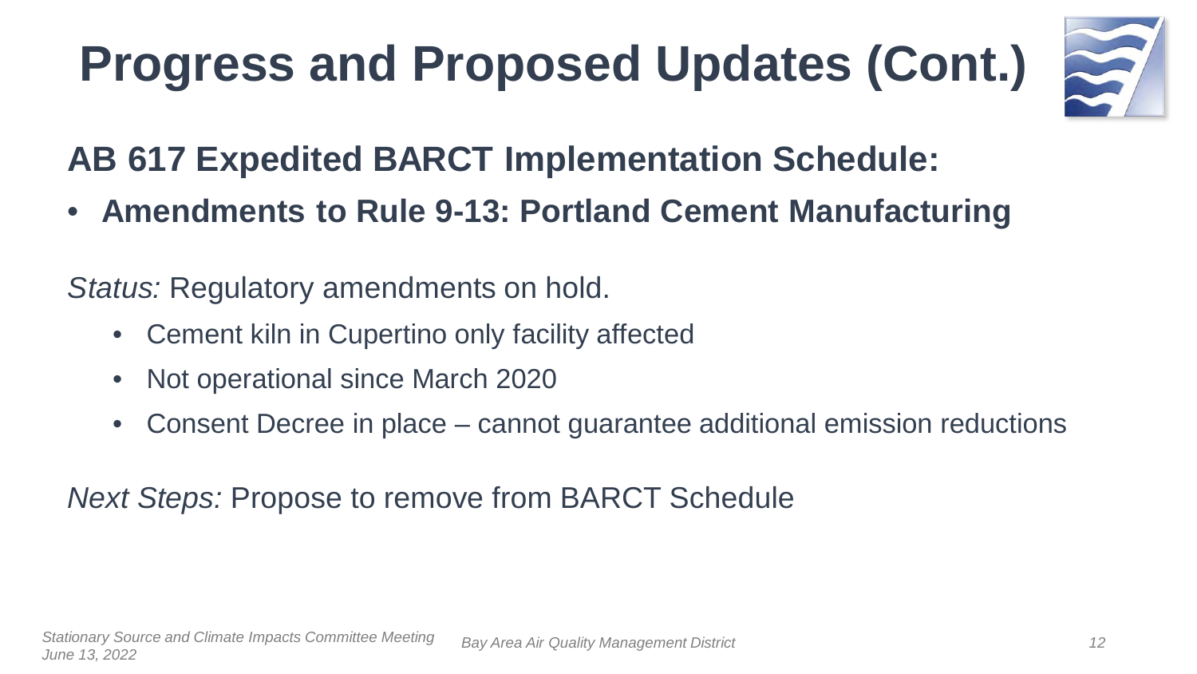# Progress and Proposed Updates (Cont.)

## AB 617 Expedited BARCT Implementation Schedule:

- **Amendments to Rule 9-13: Portland Cement Manufacturing**

*Status:* Regulatory amendments on hold.

- Cement kiln in Cupertino only facility affected
- Not operational since March 2020
- Consent Decree in place – cannot guarantee additional emission reductions

*Next Steps:* Propose to remove from BARCT Schedule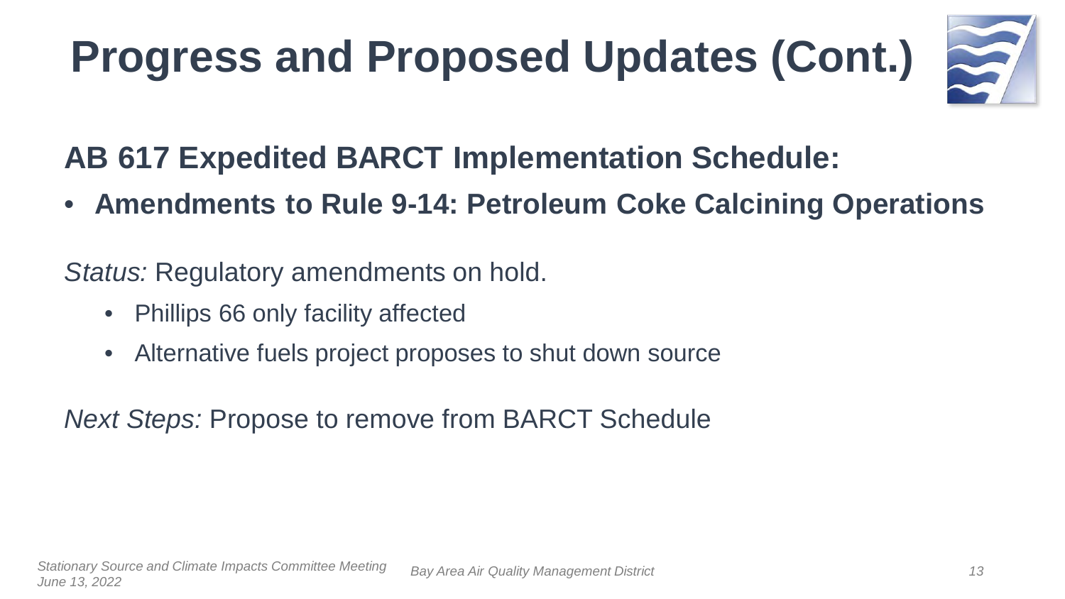# Progress and Proposed Updates (Cont.)

**AB 617 Expedited BARCT Implementation Schedule:**

- **Amendments to Rule 9-14: Petroleum Coke Calcining Operations**

*Status:* Regulatory amendments on hold.

- Phillips 66 only facility affected
- Alternative fuels project proposes to shut down source

*Next Steps:* Propose to remove from BARCT Schedule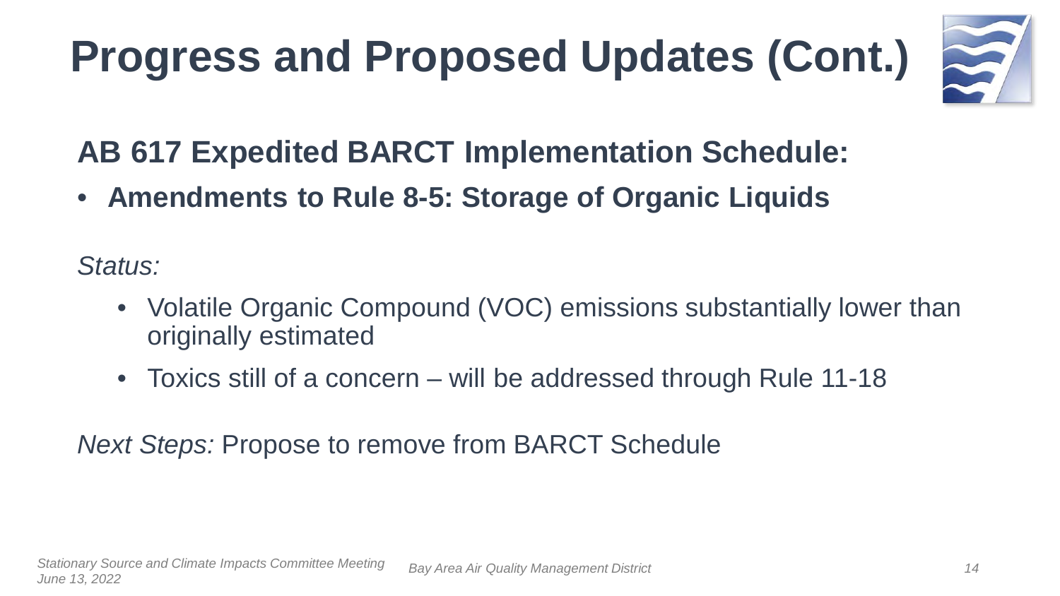# Progress and Proposed Updates (Cont.)

## AB 617 Expedited BARCT Implementation Schedule:

- **Amendments to Rule 8-5: Storage of Organic Liquids**

*Status:*

- Volatile Organic Compound (VOC) emissions substantially lower than originally estimated
- Toxics still of a concern – will be addressed through Rule 11-18

*Next Steps:* Propose to remove from BARCT Schedule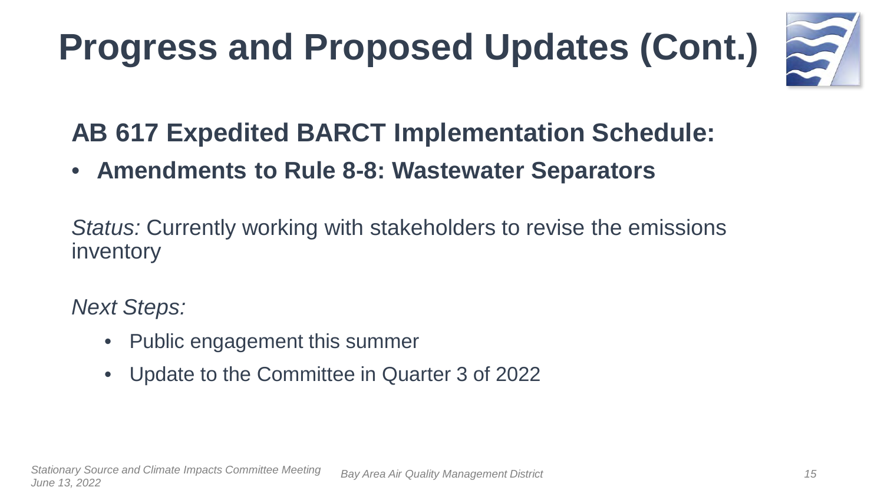# Progress and Proposed Updates (Cont.)

## AB 617 Expedited BARCT Implementation Schedule:

- **Amendments to Rule 8-8: Wastewater Separators**

*Status:* Currently working with stakeholders to revise the emissions inventory

*Next Steps:*

- Public engagement this summer
- Update to the Committee in Quarter 3 of 2022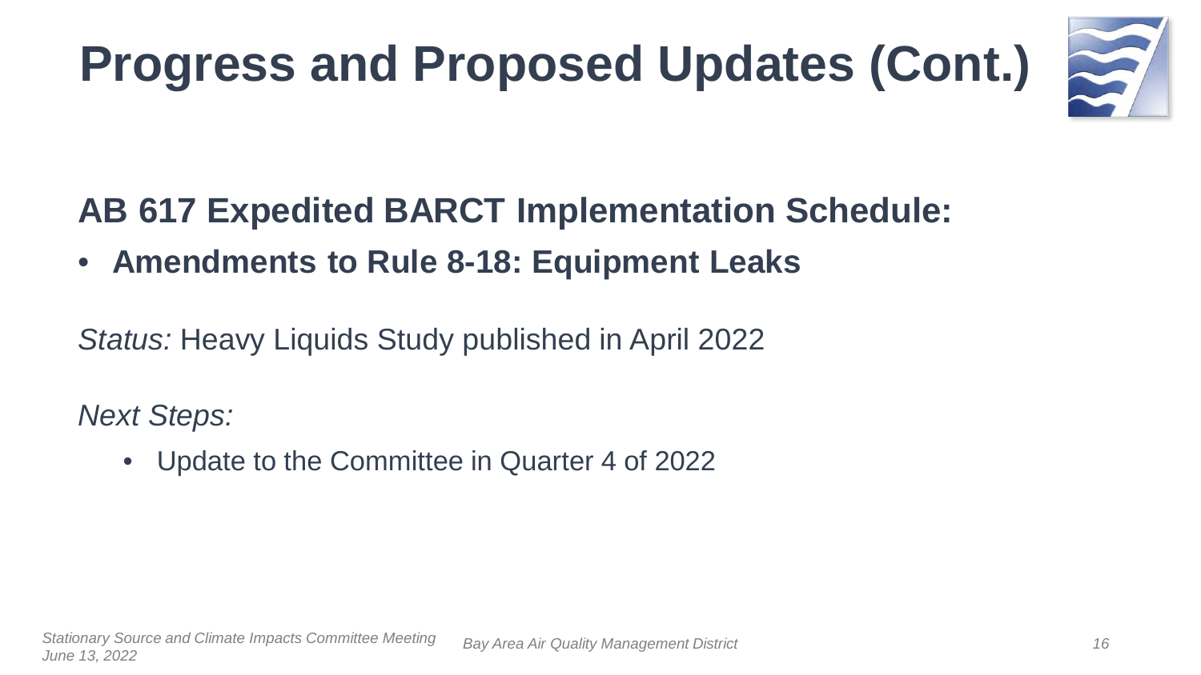# Progress and Proposed Updates (Cont.)

## AB 617 Expedited BARCT Implementation Schedule:

- **Amendments to Rule 8-18: Equipment Leaks**

*Status:* Heavy Liquids Study published in April 2022

*Next Steps:*

- Update to the Committee in Quarter 4 of 2022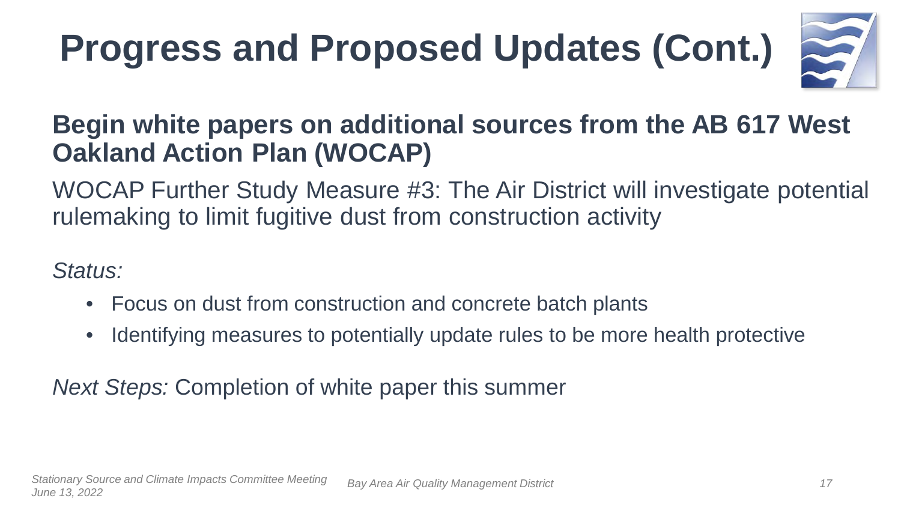# Progress and Proposed Updates (Cont.)

## Begin white papers on additional sources from the AB 617 West Oakland Action Plan (WOCAP)

WOCAP Further Study Measure #3: The Air District will investigate potential rulemaking to limit fugitive dust from construction activity

*Status:*

- Focus on dust from construction and concrete batch plants
- Identifying measures to potentially update rules to be more health protective

*Next Steps:* Completion of white paper this summer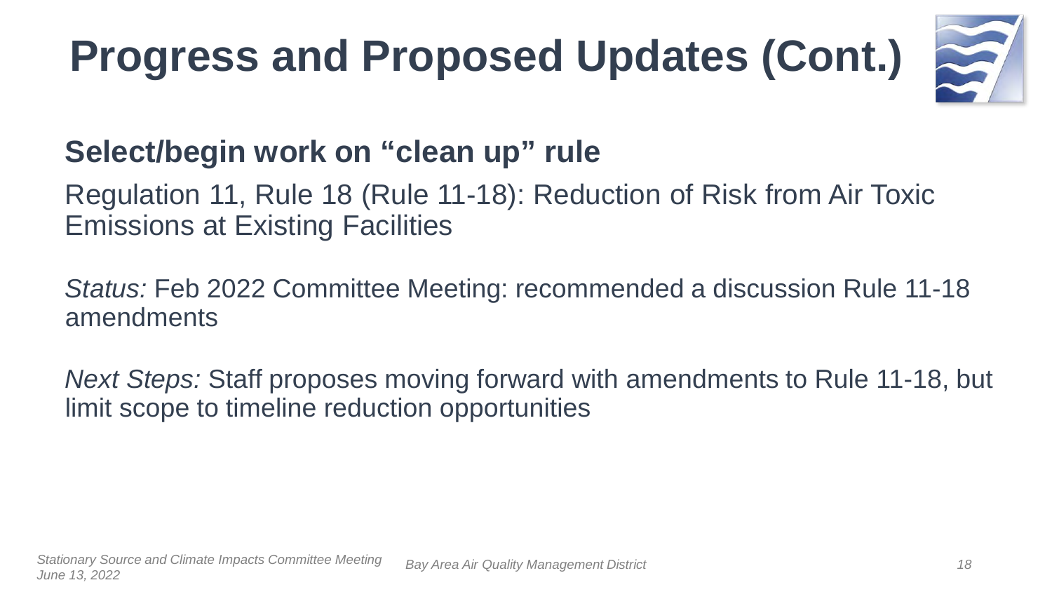# Progress and Proposed Updates (Cont.)

## Select/begin work on "clean up" rule

Regulation 11, Rule 18 (Rule 11-18): Reduction of Risk from Air Toxic Emissions at Existing Facilities

*Status:* Feb 2022 Committee Meeting: recommended a discussion Rule 11-18 amendments

*Next Steps:* Staff proposes moving forward with amendments to Rule 11-18, but limit scope to timeline reduction opportunities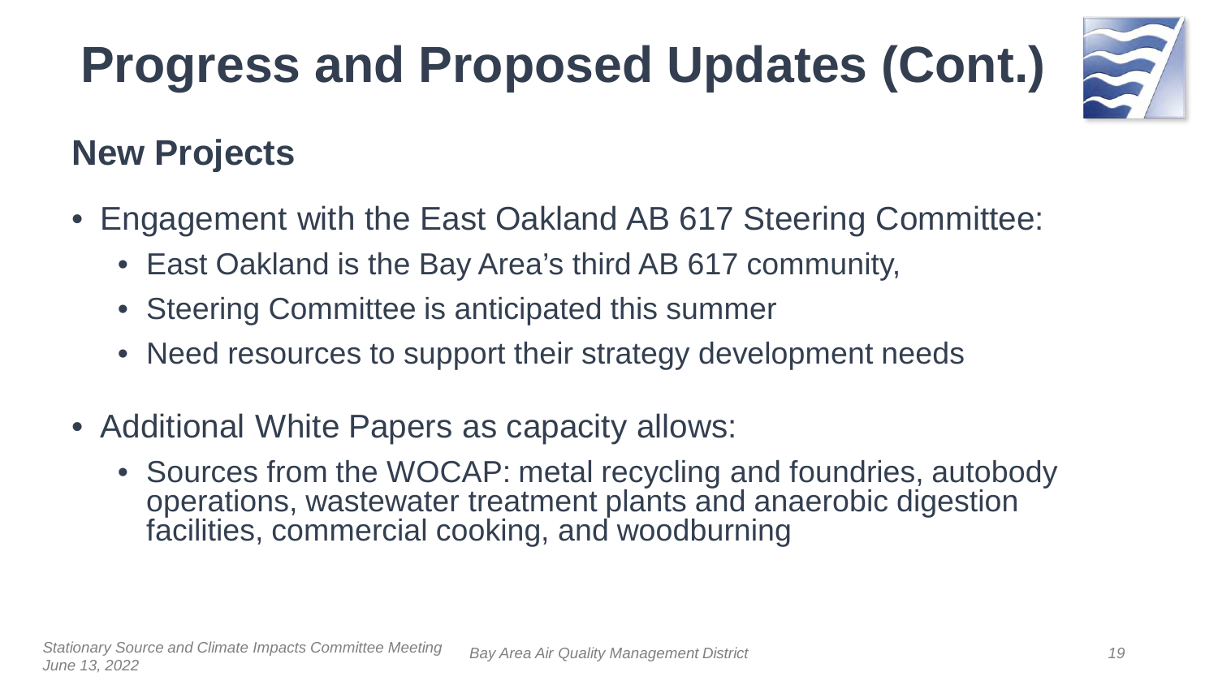# Progress and Proposed Updates (Cont.)

## New Projects

- Engagement with the East Oakland AB 617 Steering Committee:
  - East Oakland is the Bay Area's third AB 617 community,
  - Steering Committee is anticipated this summer
  - Need resources to support their strategy development needs

- Additional White Papers as capacity allows:
  - Sources from the WOCAP: metal recycling and foundries, autobody operations, wastewater treatment plants and anaerobic digestion facilities, commercial cooking, and woodburning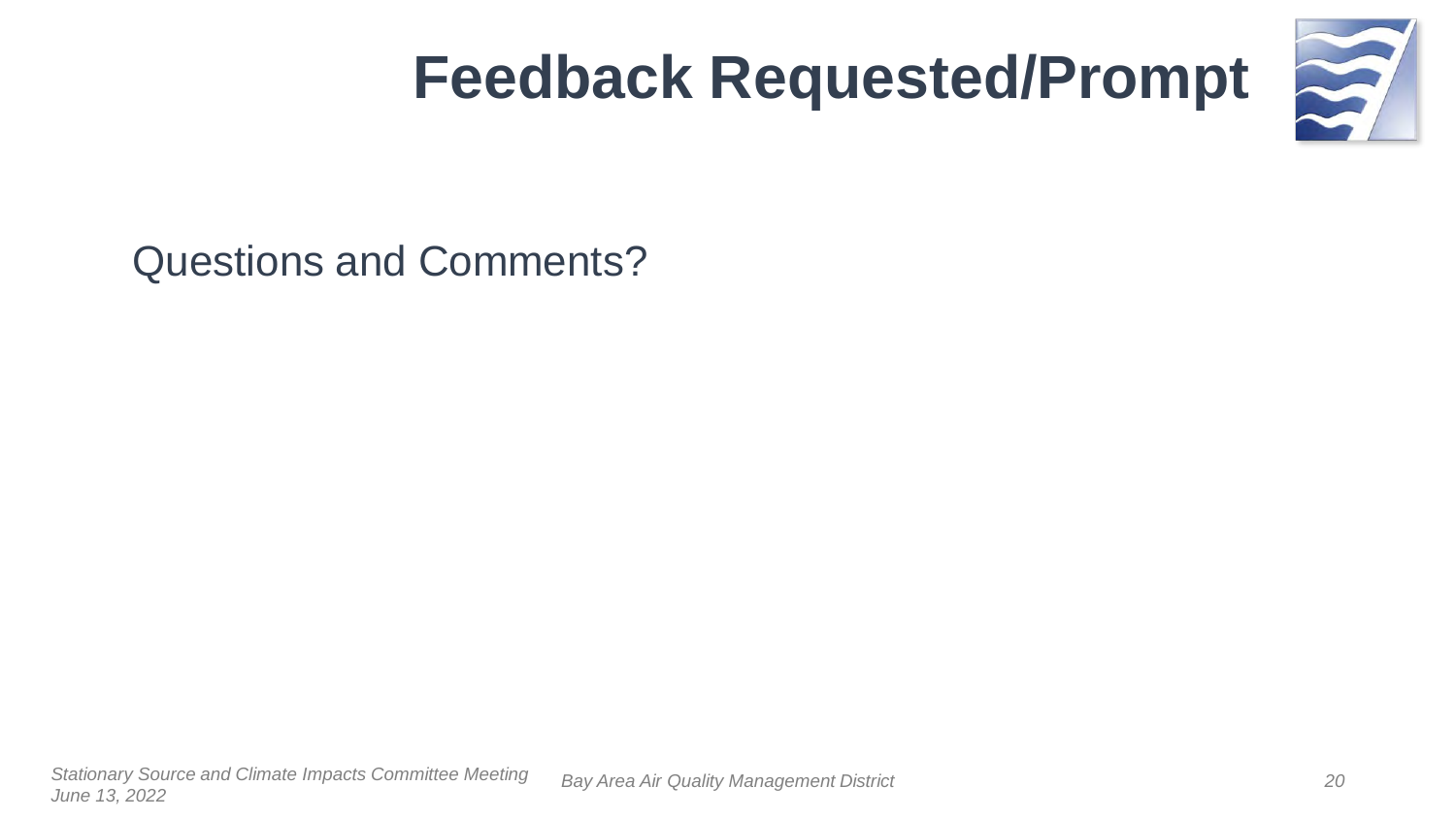# Feedback Requested/Prompt

Questions and Comments?